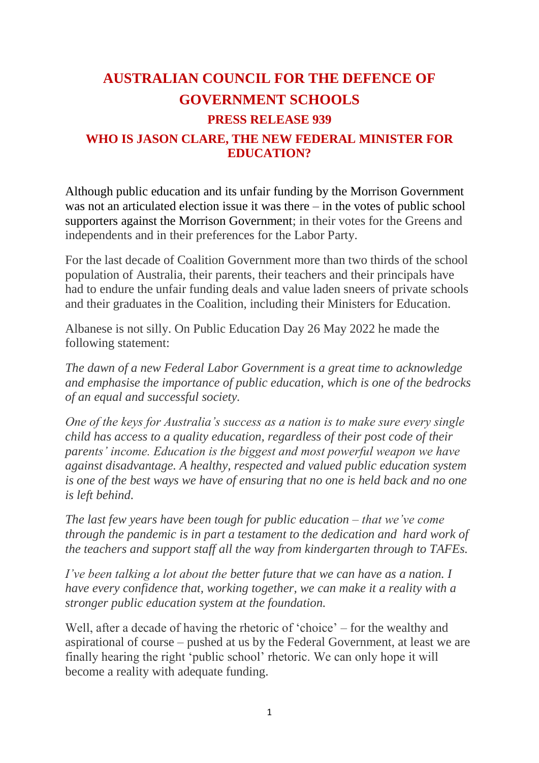# AUSTRALIAN COUNCIL FOR THE DEFENCE OF GOVERNMENT SCHOOLS

## PRESS RELEASE 939

## WHO IS JASON CLARE, THE NEW FEDERAL MINISTER FOR EDUCATION?

Although public education and its unfair funding by the Morrison Government was not an articulated election issue it was there – in the votes of public school supporters against the Morrison Government; in their votes for the Greens and independents and in their preferences for the Labor Party.

For the last decade of Coalition Government more than two thirds of the school population of Australia, their parents, their teachers and their principals have had to endure the unfair funding deals and value laden sneers of private schools and their graduates in the Coalition, including their Ministers for Education.

Albanese is not silly. On Public Education Day 26 May 2022 he made the following statement:

*The dawn of a new Federal Labor Government is a great time to acknowledge and emphasise the importance of public education, which is one of the bedrocks of an equal and successful society.*

*One of the keys for Australia's success as a nation is to make sure every single child has access to a quality education, regardless of their post code of their parents' income. Education is the biggest and most powerful weapon we have against disadvantage. A healthy, respected and valued public education system is one of the best ways we have of ensuring that no one is held back and no one is left behind.*

*The last few years have been tough for public education – that we've come through the pandemic is in part a testament to the dedication and hard work of the teachers and support staff all the way from kindergarten through to TAFEs.*

*I've been talking a lot about the better future that we can have as a nation. I have every confidence that, working together, we can make it a reality with a stronger public education system at the foundation.*

Well, after a decade of having the rhetoric of 'choice' – for the wealthy and aspirational of course – pushed at us by the Federal Government, at least we are finally hearing the right 'public school' rhetoric. We can only hope it will become a reality with adequate funding.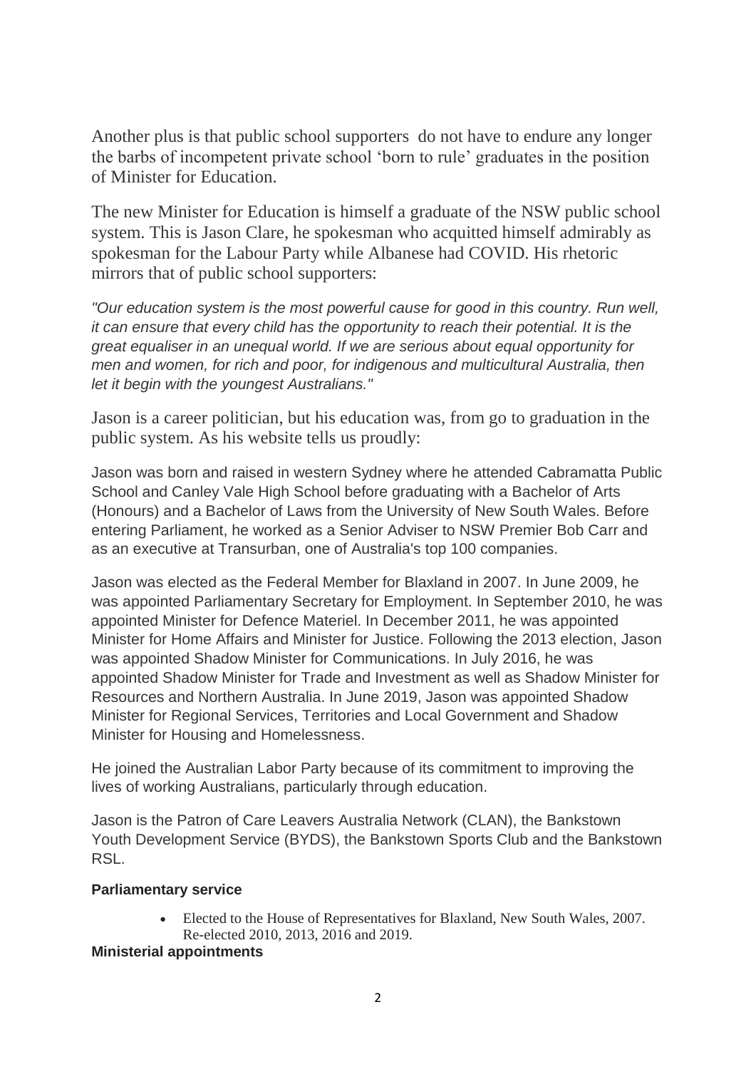Another plus is that public school supporters do not have to endure any longer the barbs of incompetent private school 'born to rule' graduates in the position of Minister for Education.

The new Minister for Education is himself a graduate of the NSW public school system. This is Jason Clare, he spokesman who acquitted himself admirably as spokesman for the Labour Party while Albanese had COVID. His rhetoric mirrors that of public school supporters:

*"Our education system is the most powerful cause for good in this country. Run well, it can ensure that every child has the opportunity to reach their potential. It is the great equaliser in an unequal world. If we are serious about equal opportunity for men and women, for rich and poor, for indigenous and multicultural Australia, then let it begin with the youngest Australians."*

Jason is a career politician, but his education was, from go to graduation in the public system. As his website tells us proudly:

Jason was born and raised in western Sydney where he attended Cabramatta Public School and Canley Vale High School before graduating with a Bachelor of Arts (Honours) and a Bachelor of Laws from the University of New South Wales. Before entering Parliament, he worked as a Senior Adviser to NSW Premier Bob Carr and as an executive at Transurban, one of Australia's top 100 companies.

Jason was elected as the Federal Member for Blaxland in 2007. In June 2009, he was appointed Parliamentary Secretary for Employment. In September 2010, he was appointed Minister for Defence Materiel. In December 2011, he was appointed Minister for Home Affairs and Minister for Justice. Following the 2013 election, Jason was appointed Shadow Minister for Communications. In July 2016, he was appointed Shadow Minister for Trade and Investment as well as Shadow Minister for Resources and Northern Australia. In June 2019, Jason was appointed Shadow Minister for Regional Services, Territories and Local Government and Shadow Minister for Housing and Homelessness.

He joined the Australian Labor Party because of its commitment to improving the lives of working Australians, particularly through education.

Jason is the Patron of Care Leavers Australia Network (CLAN), the Bankstown Youth Development Service (BYDS), the Bankstown Sports Club and the Bankstown RSL.

**Parliamentary service**

- Elected to the House of Representatives for Blaxland, New South Wales, 2007. Re-elected 2010, 2013, 2016 and 2019.

**Ministerial appointments**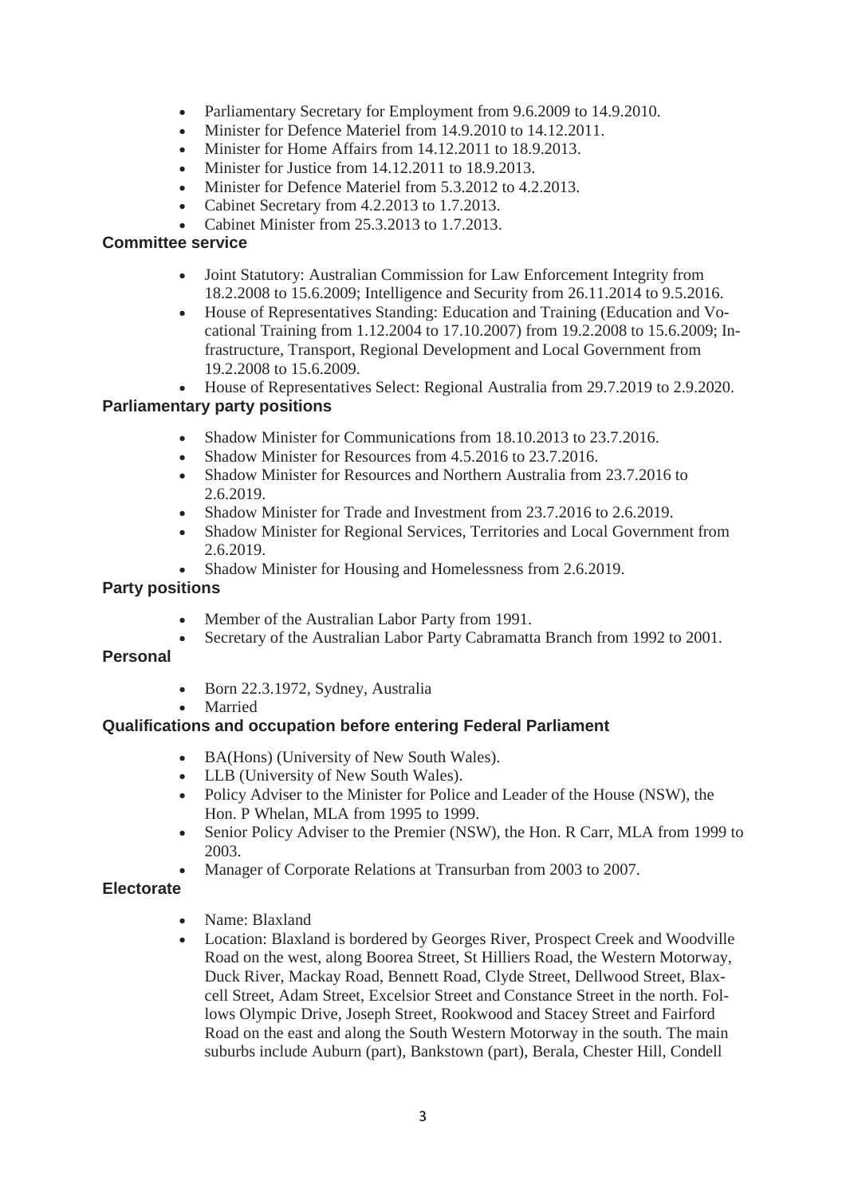- Parliamentary Secretary for Employment from 9.6.2009 to 14.9.2010.
- Minister for Defence Materiel from 14.9.2010 to 14.12.2011.
- Minister for Home Affairs from 14.12.2011 to 18.9.2013.
- Minister for Justice from 14.12.2011 to 18.9.2013.
- Minister for Defence Materiel from 5.3.2012 to 4.2.2013.
- Cabinet Secretary from 4.2.2013 to 1.7.2013.
- Cabinet Minister from 25.3.2013 to 1.7.2013.

### Committee service

- Joint Statutory: Australian Commission for Law Enforcement Integrity from 18.2.2008 to 15.6.2009; Intelligence and Security from 26.11.2014 to 9.5.2016.
- House of Representatives Standing: Education and Training (Education and Vocational Training from 1.12.2004 to 17.10.2007) from 19.2.2008 to 15.6.2009; Infrastructure, Transport, Regional Development and Local Government from 19.2.2008 to 15.6.2009.
- House of Representatives Select: Regional Australia from 29.7.2019 to 2.9.2020.

### Parliamentary party positions

- Shadow Minister for Communications from 18.10.2013 to 23.7.2016.
- Shadow Minister for Resources from 4.5.2016 to 23.7.2016.
- Shadow Minister for Resources and Northern Australia from 23.7.2016 to 2.6.2019.
- Shadow Minister for Trade and Investment from 23.7.2016 to 2.6.2019.
- Shadow Minister for Regional Services, Territories and Local Government from 2.6.2019.
- Shadow Minister for Housing and Homelessness from 2.6.2019.

### Party positions

- Member of the Australian Labor Party from 1991.
- Secretary of the Australian Labor Party Cabramatta Branch from 1992 to 2001.

### Personal

- Born 22.3.1972, Sydney, Australia
- Married

### Qualifications and occupation before entering Federal Parliament

- BA(Hons) (University of New South Wales).
- LLB (University of New South Wales).
- Policy Adviser to the Minister for Police and Leader of the House (NSW), the Hon. P Whelan, MLA from 1995 to 1999.
- Senior Policy Adviser to the Premier (NSW), the Hon. R Carr, MLA from 1999 to 2003.
- Manager of Corporate Relations at Transurban from 2003 to 2007.

### Electorate

- Name: Blaxland
- Location: Blaxland is bordered by Georges River, Prospect Creek and Woodville Road on the west, along Boorea Street, St Hilliers Road, the Western Motorway, Duck River, Mackay Road, Bennett Road, Clyde Street, Dellwood Street, Blaxcell Street, Adam Street, Excelsior Street and Constance Street in the north. Follows Olympic Drive, Joseph Street, Rookwood and Stacey Street and Fairford Road on the east and along the South Western Motorway in the south. The main suburbs include Auburn (part), Bankstown (part), Berala, Chester Hill, Condell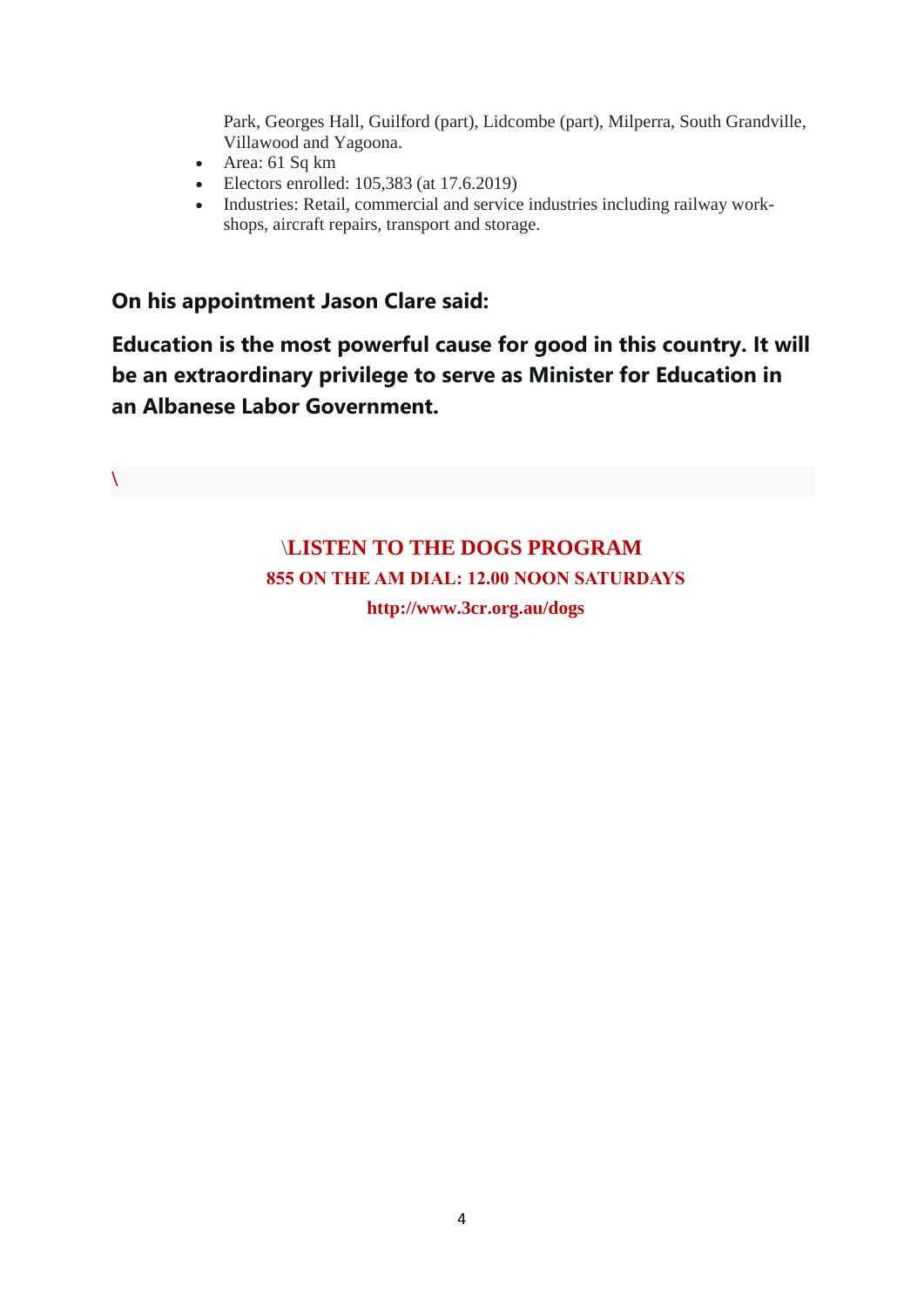Park, Georges Hall, Guilford (part), Lidcombe (part), Milperra, South Grandville, Villawood and Yagoona.

- Area: 61 Sq km
- Electors enrolled: 105,383 (at 17.6.2019)
- Industries: Retail, commercial and service industries including railway workshops, aircraft repairs, transport and storage.

**On his appointment Jason Clare said:**

**Education is the most powerful cause for good in this country. It will be an extraordinary privilege to serve as Minister for Education in an Albanese Labor Government.**

\

**\LISTEN TO THE DOGS PROGRAM**

**855 ON THE AM DIAL: 12.00 NOON SATURDAYS**

**http://www.3cr.org.au/dogs**